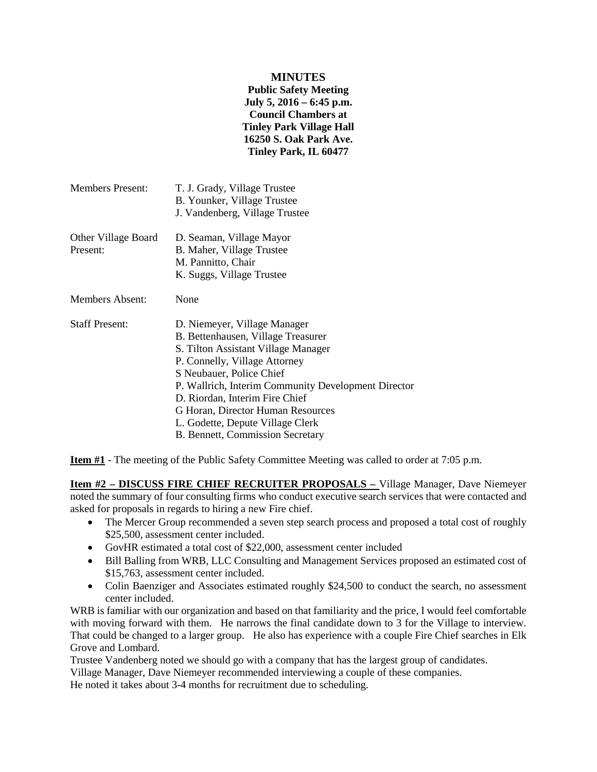**MINUTES**
**Public Safety Meeting**
**July 5, 2016 – 6:45 p.m.**
**Council Chambers at**
**Tinley Park Village Hall**
**16250 S. Oak Park Ave.**
**Tinley Park, IL 60477**

| | |
|---|---|
| Members Present: | T. J. Grady, Village Trustee<br>B. Younker, Village Trustee<br>J. Vandenberg, Village Trustee |
| Other Village Board Present: | D. Seaman, Village Mayor<br>B. Maher, Village Trustee<br>M. Pannitto, Chair<br>K. Suggs, Village Trustee |
| Members Absent: | None |
| Staff Present: | D. Niemeyer, Village Manager<br>B. Bettenhausen, Village Treasurer<br>S. Tilton Assistant Village Manager<br>P. Connelly, Village Attorney<br>S Neubauer, Police Chief<br>P. Wallrich, Interim Community Development Director<br>D. Riordan, Interim Fire Chief<br>G Horan, Director Human Resources<br>L. Godette, Depute Village Clerk<br>B. Bennett, Commission Secretary |

**Item #1** - The meeting of the Public Safety Committee Meeting was called to order at 7:05 p.m.

**Item #2 – DISCUSS FIRE CHIEF RECRUITER PROPOSALS –** Village Manager, Dave Niemeyer noted the summary of four consulting firms who conduct executive search services that were contacted and asked for proposals in regards to hiring a new Fire chief.

- The Mercer Group recommended a seven step search process and proposed a total cost of roughly $25,500, assessment center included.
- GovHR estimated a total cost of $22,000, assessment center included
- Bill Balling from WRB, LLC Consulting and Management Services proposed an estimated cost of $15,763, assessment center included.
- Colin Baenziger and Associates estimated roughly $24,500 to conduct the search, no assessment center included.

WRB is familiar with our organization and based on that familiarity and the price, I would feel comfortable with moving forward with them. He narrows the final candidate down to 3 for the Village to interview. That could be changed to a larger group. He also has experience with a couple Fire Chief searches in Elk Grove and Lombard.

Trustee Vandenberg noted we should go with a company that has the largest group of candidates.

Village Manager, Dave Niemeyer recommended interviewing a couple of these companies.

He noted it takes about 3-4 months for recruitment due to scheduling.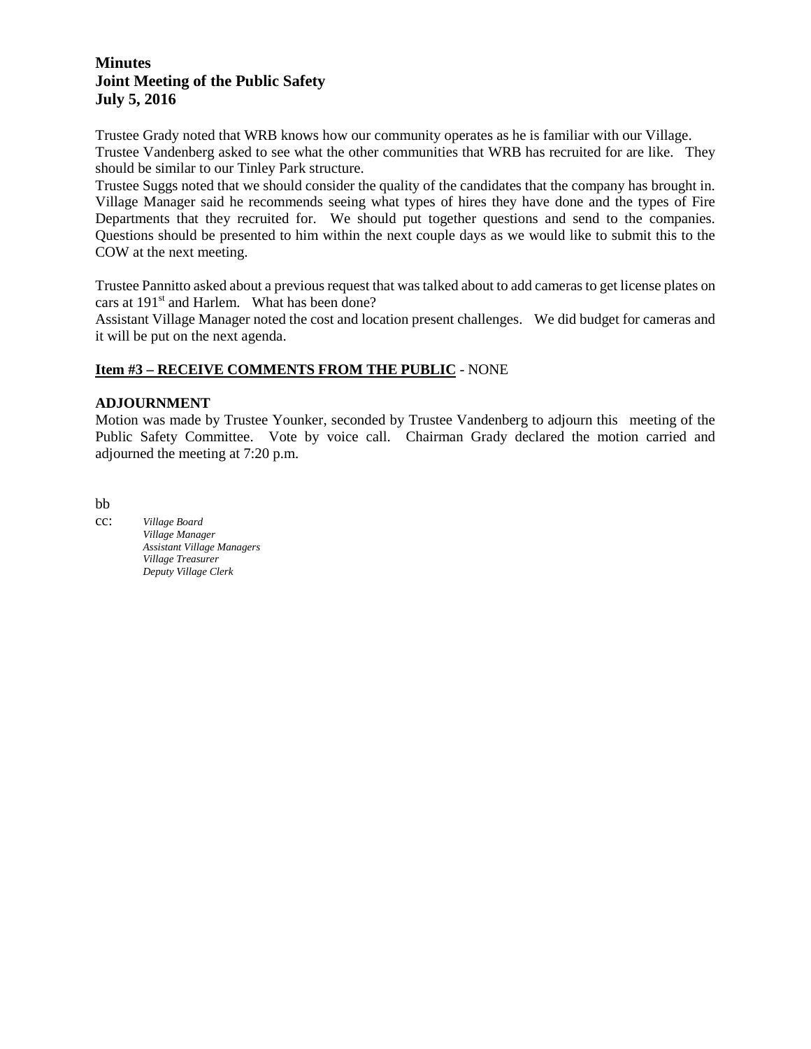**Minutes**
**Joint Meeting of the Public Safety**
**July 5, 2016**

Trustee Grady noted that WRB knows how our community operates as he is familiar with our Village.
Trustee Vandenberg asked to see what the other communities that WRB has recruited for are like. They should be similar to our Tinley Park structure.
Trustee Suggs noted that we should consider the quality of the candidates that the company has brought in.
Village Manager said he recommends seeing what types of hires they have done and the types of Fire Departments that they recruited for. We should put together questions and send to the companies. Questions should be presented to him within the next couple days as we would like to submit this to the COW at the next meeting.

Trustee Pannitto asked about a previous request that was talked about to add cameras to get license plates on cars at 191st and Harlem. What has been done?
Assistant Village Manager noted the cost and location present challenges. We did budget for cameras and it will be put on the next agenda.

**Item #3 – RECEIVE COMMENTS FROM THE PUBLIC** - NONE

**ADJOURNMENT**
Motion was made by Trustee Younker, seconded by Trustee Vandenberg to adjourn this meeting of the Public Safety Committee. Vote by voice call. Chairman Grady declared the motion carried and adjourned the meeting at 7:20 p.m.

bb

cc: *Village Board*
*Village Manager*
*Assistant Village Managers*
*Village Treasurer*
*Deputy Village Clerk*